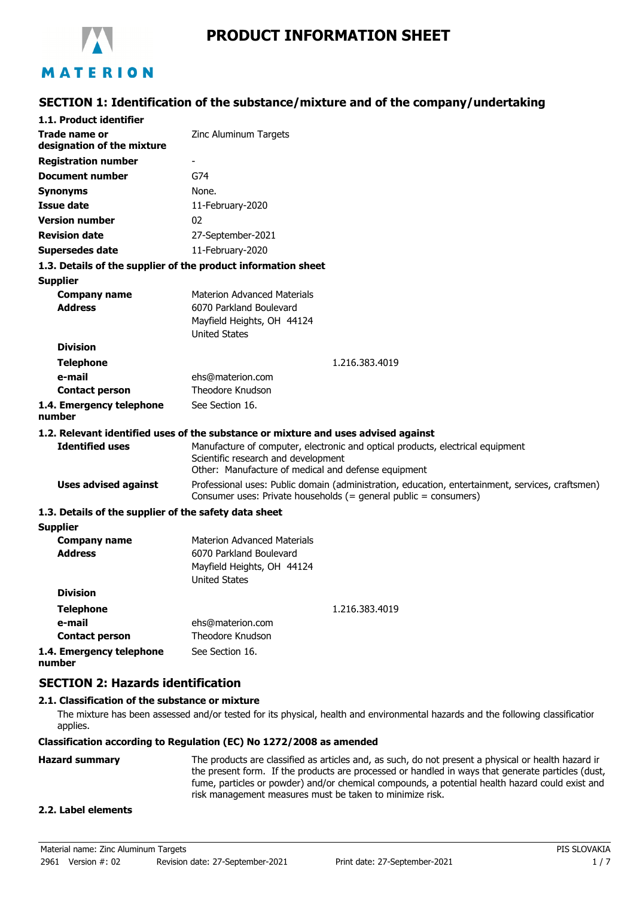# PRODUCT INFORMATION SHEET

MATERION

## SECTION 1: Identification of the substance/mixture and of the company/undertaking

### 1.1. Product identifier

| | |
|---|---|
| **Trade name or designation of the mixture** | Zinc Aluminum Targets |
| **Registration number** | - |
| **Document number** | G74 |
| **Synonyms** | None. |
| **Issue date** | 11-February-2020 |
| **Version number** | 02 |
| **Revision date** | 27-September-2021 |
| **Supersedes date** | 11-February-2020 |

### 1.3. Details of the supplier of the product information sheet

**Supplier**

| | |
|---|---|
| **Company name** | Materion Advanced Materials |
| **Address** | 6070 Parkland Boulevard<br>Mayfield Heights, OH 44124<br>United States |
| **Division** | |
| **Telephone** | 1.216.383.4019 |
| **e-mail** | ehs@materion.com |
| **Contact person** | Theodore Knudson |
| **1.4. Emergency telephone number** | See Section 16. |

### 1.2. Relevant identified uses of the substance or mixture and uses advised against

| | |
|---|---|
| **Identified uses** | Manufacture of computer, electronic and optical products, electrical equipment<br>Scientific research and development<br>Other: Manufacture of medical and defense equipment |
| **Uses advised against** | Professional uses: Public domain (administration, education, entertainment, services, craftsmen)<br>Consumer uses: Private households (= general public = consumers) |

### 1.3. Details of the supplier of the safety data sheet

**Supplier**

| | |
|---|---|
| **Company name** | Materion Advanced Materials |
| **Address** | 6070 Parkland Boulevard<br>Mayfield Heights, OH 44124<br>United States |
| **Division** | |
| **Telephone** | 1.216.383.4019 |
| **e-mail** | ehs@materion.com |
| **Contact person** | Theodore Knudson |
| **1.4. Emergency telephone number** | See Section 16. |

## SECTION 2: Hazards identification

### 2.1. Classification of the substance or mixture

The mixture has been assessed and/or tested for its physical, health and environmental hazards and the following classification applies.

**Classification according to Regulation (EC) No 1272/2008 as amended**

**Hazard summary**

The products are classified as articles and, as such, do not present a physical or health hazard in the present form. If the products are processed or handled in ways that generate particles (dust, fume, particles or powder) and/or chemical compounds, a potential health hazard could exist and risk management measures must be taken to minimize risk.

### 2.2. Label elements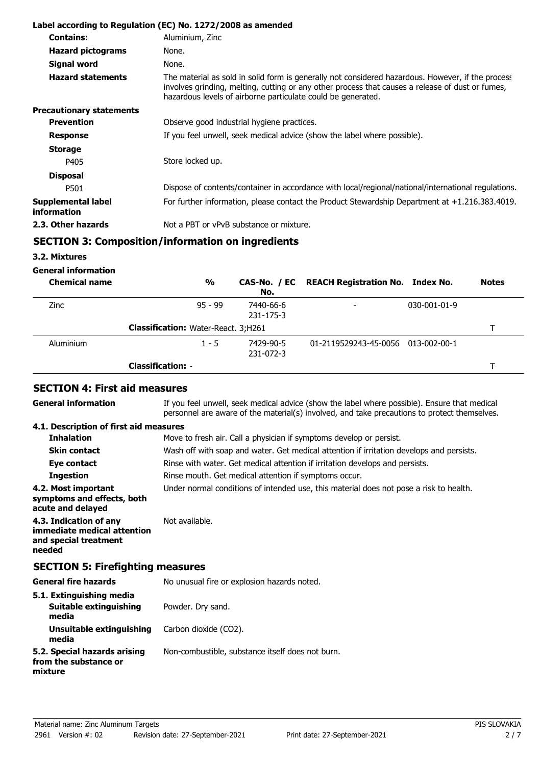**Label according to Regulation (EC) No. 1272/2008 as amended**

| | |
|---|---|
| **Contains:** | Aluminium, Zinc |
| **Hazard pictograms** | None. |
| **Signal word** | None. |
| **Hazard statements** | The material as sold in solid form is generally not considered hazardous. However, if the process involves grinding, melting, cutting or any other process that causes a release of dust or fumes, hazardous levels of airborne particulate could be generated. |

**Precautionary statements**

| | |
|---|---|
| **Prevention** | Observe good industrial hygiene practices. |
| **Response** | If you feel unwell, seek medical advice (show the label where possible). |
| **Storage** | |
| P405 | Store locked up. |
| **Disposal** | |
| P501 | Dispose of contents/container in accordance with local/regional/national/international regulations. |
| **Supplemental label information** | For further information, please contact the Product Stewardship Department at +1.216.383.4019. |
| **2.3. Other hazards** | Not a PBT or vPvB substance or mixture. |

## SECTION 3: Composition/information on ingredients

### 3.2. Mixtures

**General information**

| Chemical name | % | CAS-No. / EC No. | REACH Registration No. | Index No. | Notes |
|---|---|---|---|---|---|
| Zinc | 95 - 99 | 7440-66-6 231-175-3 | - | 030-001-01-9 | |
| **Classification:** Water-React. 3;H261 | | | | | T |
| Aluminium | 1 - 5 | 7429-90-5 231-072-3 | 01-2119529243-45-0056 | 013-002-00-1 | |
| **Classification:** - | | | | | T |

## SECTION 4: First aid measures

**General information** — If you feel unwell, seek medical advice (show the label where possible). Ensure that medical personnel are aware of the material(s) involved, and take precautions to protect themselves.

**4.1. Description of first aid measures**

| | |
|---|---|
| **Inhalation** | Move to fresh air. Call a physician if symptoms develop or persist. |
| **Skin contact** | Wash off with soap and water. Get medical attention if irritation develops and persists. |
| **Eye contact** | Rinse with water. Get medical attention if irritation develops and persists. |
| **Ingestion** | Rinse mouth. Get medical attention if symptoms occur. |
| **4.2. Most important symptoms and effects, both acute and delayed** | Under normal conditions of intended use, this material does not pose a risk to health. |
| **4.3. Indication of any immediate medical attention and special treatment needed** | Not available. |

## SECTION 5: Firefighting measures

| | |
|---|---|
| **General fire hazards** | No unusual fire or explosion hazards noted. |
| **5.1. Extinguishing media** | |
| **Suitable extinguishing media** | Powder. Dry sand. |
| **Unsuitable extinguishing media** | Carbon dioxide ($CO_2$). |
| **5.2. Special hazards arising from the substance or mixture** | Non-combustible, substance itself does not burn. |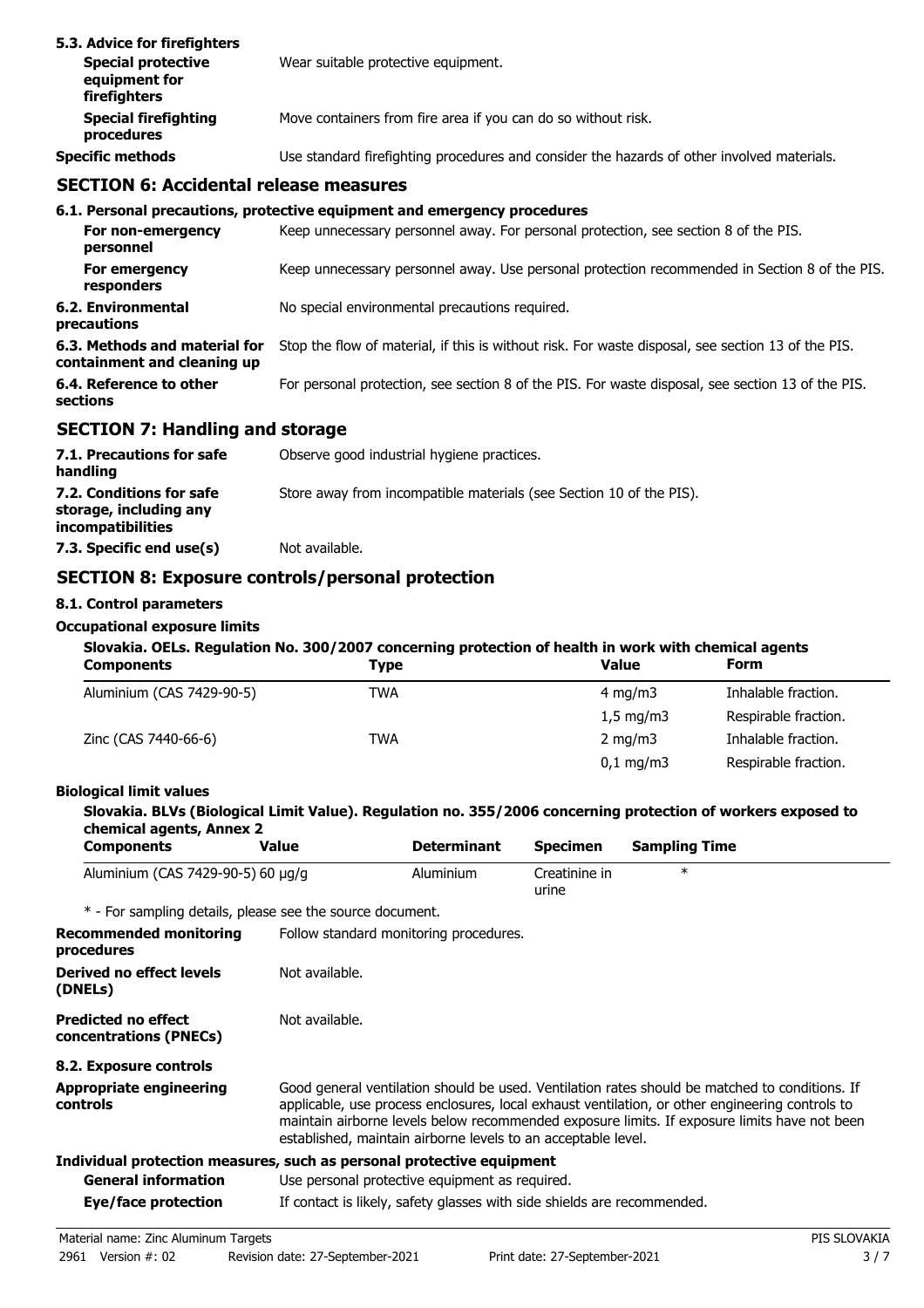**5.3. Advice for firefighters**

| | |
|---|---|
| **Special protective equipment for firefighters** | Wear suitable protective equipment. |
| **Special firefighting procedures** | Move containers from fire area if you can do so without risk. |
| **Specific methods** | Use standard firefighting procedures and consider the hazards of other involved materials. |

## SECTION 6: Accidental release measures

**6.1. Personal precautions, protective equipment and emergency procedures**

| | |
|---|---|
| **For non-emergency personnel** | Keep unnecessary personnel away. For personal protection, see section 8 of the PIS. |
| **For emergency responders** | Keep unnecessary personnel away. Use personal protection recommended in Section 8 of the PIS. |
| **6.2. Environmental precautions** | No special environmental precautions required. |
| **6.3. Methods and material for containment and cleaning up** | Stop the flow of material, if this is without risk. For waste disposal, see section 13 of the PIS. |
| **6.4. Reference to other sections** | For personal protection, see section 8 of the PIS. For waste disposal, see section 13 of the PIS. |

## SECTION 7: Handling and storage

| | |
|---|---|
| **7.1. Precautions for safe handling** | Observe good industrial hygiene practices. |
| **7.2. Conditions for safe storage, including any incompatibilities** | Store away from incompatible materials (see Section 10 of the PIS). |
| **7.3. Specific end use(s)** | Not available. |

## SECTION 8: Exposure controls/personal protection

**8.1. Control parameters**

**Occupational exposure limits**

**Slovakia. OELs. Regulation No. 300/2007 concerning protection of health in work with chemical agents**

| Components | Type | Value | Form |
|---|---|---|---|
| Aluminium (CAS 7429-90-5) | TWA | 4 mg/m3 | Inhalable fraction. |
| | | 1,5 mg/m3 | Respirable fraction. |
| Zinc (CAS 7440-66-6) | TWA | 2 mg/m3 | Inhalable fraction. |
| | | 0,1 mg/m3 | Respirable fraction. |

**Biological limit values**

**Slovakia. BLVs (Biological Limit Value). Regulation no. 355/2006 concerning protection of workers exposed to chemical agents, Annex 2**

| Components | Value | Determinant | Specimen | Sampling Time |
|---|---|---|---|---|
| Aluminium (CAS 7429-90-5) | 60 µg/g | Aluminium | Creatinine in urine | * |

* - For sampling details, please see the source document.

| | |
|---|---|
| **Recommended monitoring procedures** | Follow standard monitoring procedures. |
| **Derived no effect levels (DNELs)** | Not available. |
| **Predicted no effect concentrations (PNECs)** | Not available. |

**8.2. Exposure controls**

| | |
|---|---|
| **Appropriate engineering controls** | Good general ventilation should be used. Ventilation rates should be matched to conditions. If applicable, use process enclosures, local exhaust ventilation, or other engineering controls to maintain airborne levels below recommended exposure limits. If exposure limits have not been established, maintain airborne levels to an acceptable level. |

**Individual protection measures, such as personal protective equipment**

| | |
|---|---|
| **General information** | Use personal protective equipment as required. |
| **Eye/face protection** | If contact is likely, safety glasses with side shields are recommended. |

Material name: Zinc Aluminum Targets

2961 Version #: 02 Revision date: 27-September-2021 Print date: 27-September-2021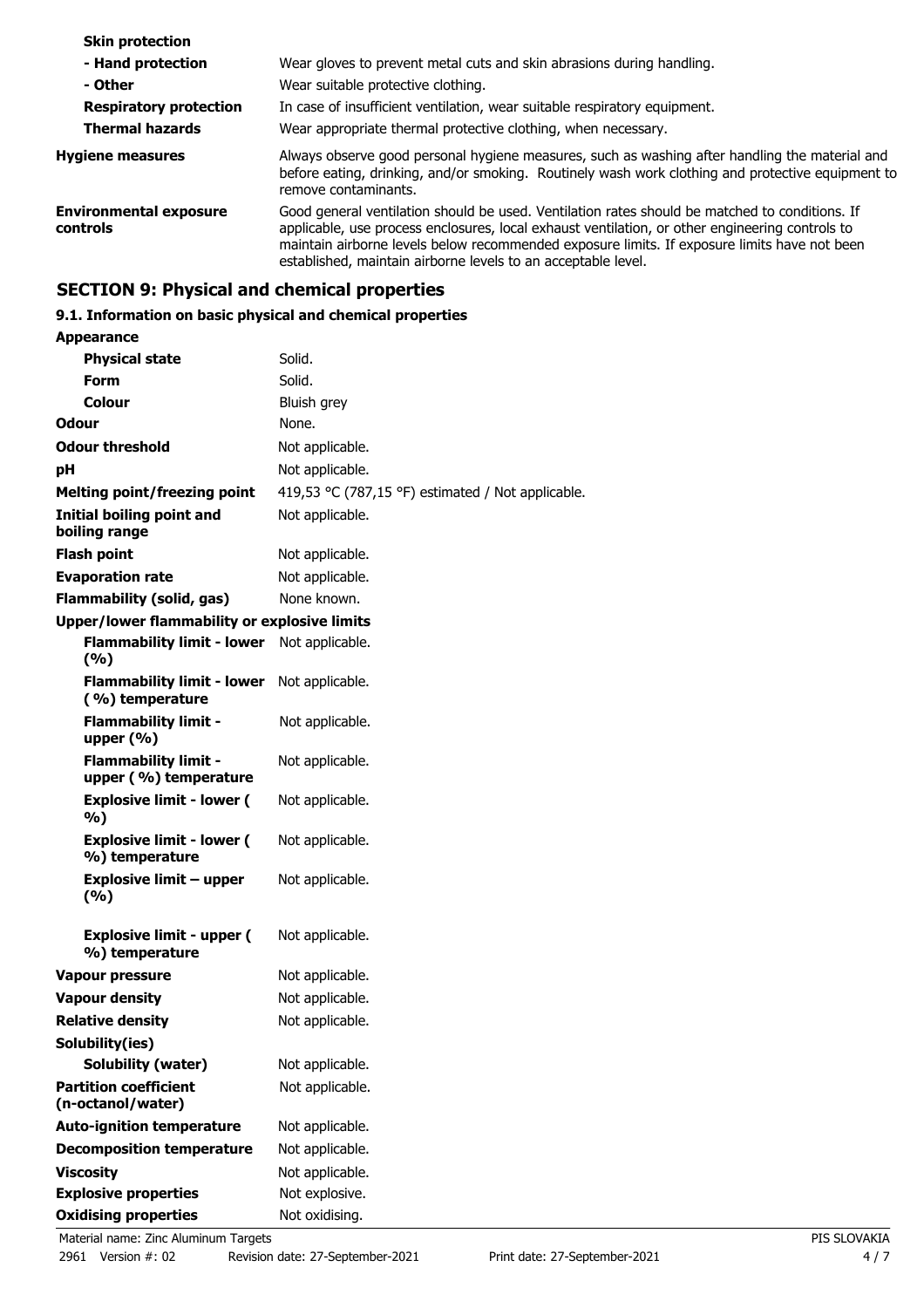| | |
|---|---|
| **Skin protection** | |
| **- Hand protection** | Wear gloves to prevent metal cuts and skin abrasions during handling. |
| **- Other** | Wear suitable protective clothing. |
| **Respiratory protection** | In case of insufficient ventilation, wear suitable respiratory equipment. |
| **Thermal hazards** | Wear appropriate thermal protective clothing, when necessary. |
| **Hygiene measures** | Always observe good personal hygiene measures, such as washing after handling the material and before eating, drinking, and/or smoking. Routinely wash work clothing and protective equipment to remove contaminants. |
| **Environmental exposure controls** | Good general ventilation should be used. Ventilation rates should be matched to conditions. If applicable, use process enclosures, local exhaust ventilation, or other engineering controls to maintain airborne levels below recommended exposure limits. If exposure limits have not been established, maintain airborne levels to an acceptable level. |

## SECTION 9: Physical and chemical properties

### 9.1. Information on basic physical and chemical properties

| | |
|---|---|
| **Appearance** | |
| **Physical state** | Solid. |
| **Form** | Solid. |
| **Colour** | Bluish grey |
| **Odour** | None. |
| **Odour threshold** | Not applicable. |
| **pH** | Not applicable. |
| **Melting point/freezing point** | 419,53 °C (787,15 °F) estimated / Not applicable. |
| **Initial boiling point and boiling range** | Not applicable. |
| **Flash point** | Not applicable. |
| **Evaporation rate** | Not applicable. |
| **Flammability (solid, gas)** | None known. |
| **Upper/lower flammability or explosive limits** | |
| **Flammability limit - lower (%)** | Not applicable. |
| **Flammability limit - lower (%) temperature** | Not applicable. |
| **Flammability limit - upper (%)** | Not applicable. |
| **Flammability limit - upper (%) temperature** | Not applicable. |
| **Explosive limit - lower (%)** | Not applicable. |
| **Explosive limit - lower (%) temperature** | Not applicable. |
| **Explosive limit – upper (%)** | Not applicable. |
| **Explosive limit - upper (%) temperature** | Not applicable. |
| **Vapour pressure** | Not applicable. |
| **Vapour density** | Not applicable. |
| **Relative density** | Not applicable. |
| **Solubility(ies)** | |
| **Solubility (water)** | Not applicable. |
| **Partition coefficient (n-octanol/water)** | Not applicable. |
| **Auto-ignition temperature** | Not applicable. |
| **Decomposition temperature** | Not applicable. |
| **Viscosity** | Not applicable. |
| **Explosive properties** | Not explosive. |
| **Oxidising properties** | Not oxidising. |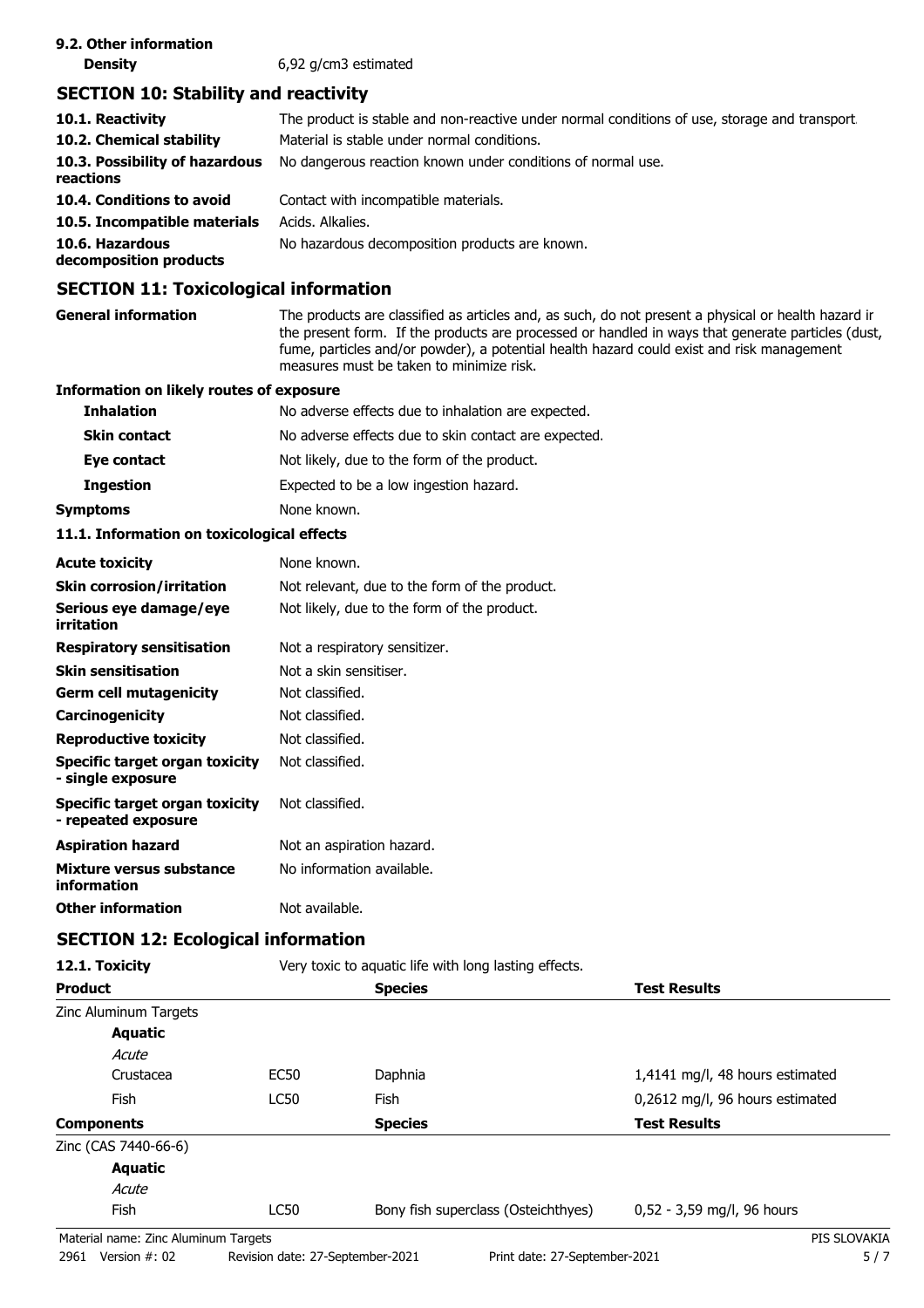**9.2. Other information**

**Density** 6,92 g/cm3 estimated

## SECTION 10: Stability and reactivity

| | |
|---|---|
| **10.1. Reactivity** | The product is stable and non-reactive under normal conditions of use, storage and transport. |
| **10.2. Chemical stability** | Material is stable under normal conditions. |
| **10.3. Possibility of hazardous reactions** | No dangerous reaction known under conditions of normal use. |
| **10.4. Conditions to avoid** | Contact with incompatible materials. |
| **10.5. Incompatible materials** | Acids. Alkalies. |
| **10.6. Hazardous decomposition products** | No hazardous decomposition products are known. |

## SECTION 11: Toxicological information

**General information** The products are classified as articles and, as such, do not present a physical or health hazard in the present form. If the products are processed or handled in ways that generate particles (dust, fume, particles and/or powder), a potential health hazard could exist and risk management measures must be taken to minimize risk.

**Information on likely routes of exposure**

| | |
|---|---|
| **Inhalation** | No adverse effects due to inhalation are expected. |
| **Skin contact** | No adverse effects due to skin contact are expected. |
| **Eye contact** | Not likely, due to the form of the product. |
| **Ingestion** | Expected to be a low ingestion hazard. |
| **Symptoms** | None known. |

**11.1. Information on toxicological effects**

| | |
|---|---|
| **Acute toxicity** | None known. |
| **Skin corrosion/irritation** | Not relevant, due to the form of the product. |
| **Serious eye damage/eye irritation** | Not likely, due to the form of the product. |
| **Respiratory sensitisation** | Not a respiratory sensitizer. |
| **Skin sensitisation** | Not a skin sensitiser. |
| **Germ cell mutagenicity** | Not classified. |
| **Carcinogenicity** | Not classified. |
| **Reproductive toxicity** | Not classified. |
| **Specific target organ toxicity - single exposure** | Not classified. |
| **Specific target organ toxicity - repeated exposure** | Not classified. |
| **Aspiration hazard** | Not an aspiration hazard. |
| **Mixture versus substance information** | No information available. |
| **Other information** | Not available. |

## SECTION 12: Ecological information

**12.1. Toxicity** Very toxic to aquatic life with long lasting effects.

| **Product** | | **Species** | **Test Results** |
|---|---|---|---|
| Zinc Aluminum Targets | | | |
| **Aquatic** | | | |
| *Acute* | | | |
| Crustacea | EC50 | Daphnia | 1,4141 mg/l, 48 hours estimated |
| Fish | LC50 | Fish | 0,2612 mg/l, 96 hours estimated |
| **Components** | | **Species** | **Test Results** |
| Zinc (CAS 7440-66-6) | | | |
| **Aquatic** | | | |
| *Acute* | | | |
| Fish | LC50 | Bony fish superclass (Osteichthyes) | 0,52 - 3,59 mg/l, 96 hours |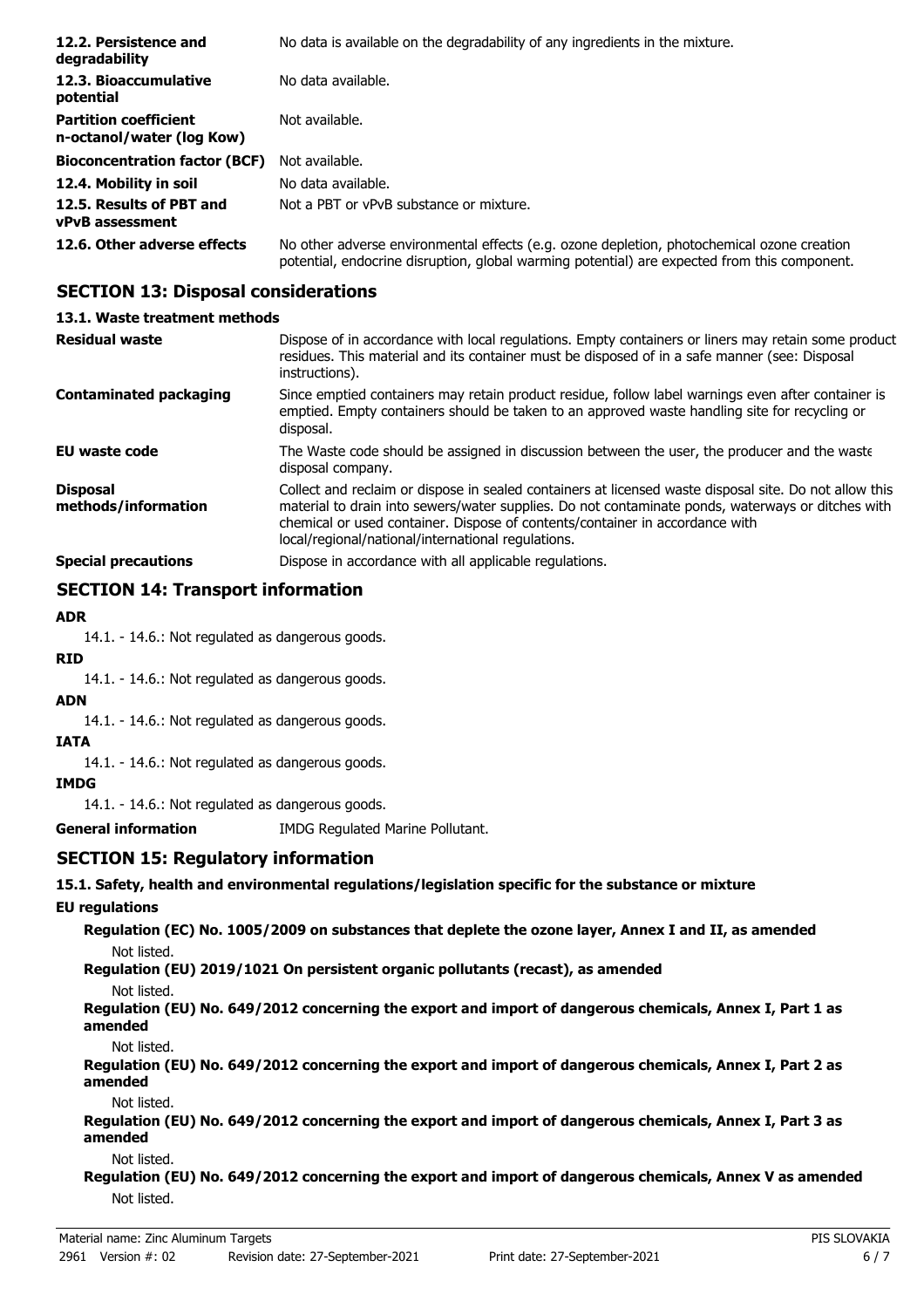| | |
|---|---|
| **12.2. Persistence and degradability** | No data is available on the degradability of any ingredients in the mixture. |
| **12.3. Bioaccumulative potential** | No data available. |
| **Partition coefficient n-octanol/water (log Kow)** | Not available. |
| **Bioconcentration factor (BCF)** | Not available. |
| **12.4. Mobility in soil** | No data available. |
| **12.5. Results of PBT and vPvB assessment** | Not a PBT or vPvB substance or mixture. |
| **12.6. Other adverse effects** | No other adverse environmental effects (e.g. ozone depletion, photochemical ozone creation potential, endocrine disruption, global warming potential) are expected from this component. |

## SECTION 13: Disposal considerations

### 13.1. Waste treatment methods

| | |
|---|---|
| **Residual waste** | Dispose of in accordance with local regulations. Empty containers or liners may retain some product residues. This material and its container must be disposed of in a safe manner (see: Disposal instructions). |
| **Contaminated packaging** | Since emptied containers may retain product residue, follow label warnings even after container is emptied. Empty containers should be taken to an approved waste handling site for recycling or disposal. |
| **EU waste code** | The Waste code should be assigned in discussion between the user, the producer and the waste disposal company. |
| **Disposal methods/information** | Collect and reclaim or dispose in sealed containers at licensed waste disposal site. Do not allow this material to drain into sewers/water supplies. Do not contaminate ponds, waterways or ditches with chemical or used container. Dispose of contents/container in accordance with local/regional/national/international regulations. |
| **Special precautions** | Dispose in accordance with all applicable regulations. |

## SECTION 14: Transport information

**ADR**

14.1. - 14.6.: Not regulated as dangerous goods.

**RID**

14.1. - 14.6.: Not regulated as dangerous goods.

**ADN**

14.1. - 14.6.: Not regulated as dangerous goods.

**IATA**

14.1. - 14.6.: Not regulated as dangerous goods.

**IMDG**

14.1. - 14.6.: Not regulated as dangerous goods.

**General information** IMDG Regulated Marine Pollutant.

## SECTION 15: Regulatory information

### 15.1. Safety, health and environmental regulations/legislation specific for the substance or mixture

**EU regulations**

**Regulation (EC) No. 1005/2009 on substances that deplete the ozone layer, Annex I and II, as amended**

Not listed.

**Regulation (EU) 2019/1021 On persistent organic pollutants (recast), as amended**

Not listed.

**Regulation (EU) No. 649/2012 concerning the export and import of dangerous chemicals, Annex I, Part 1 as amended**

Not listed.

**Regulation (EU) No. 649/2012 concerning the export and import of dangerous chemicals, Annex I, Part 2 as amended**

Not listed.

**Regulation (EU) No. 649/2012 concerning the export and import of dangerous chemicals, Annex I, Part 3 as amended**

Not listed.

**Regulation (EU) No. 649/2012 concerning the export and import of dangerous chemicals, Annex V as amended**

Not listed.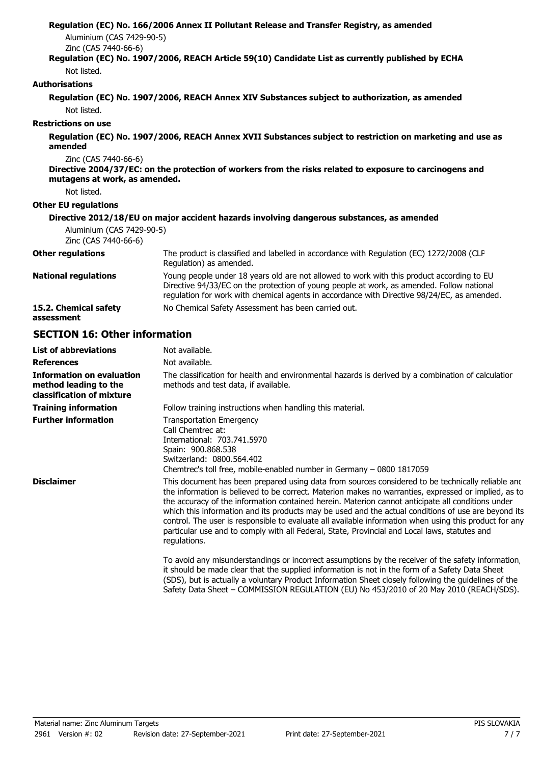**Regulation (EC) No. 166/2006 Annex II Pollutant Release and Transfer Registry, as amended**

Aluminium (CAS 7429-90-5)
Zinc (CAS 7440-66-6)

**Regulation (EC) No. 1907/2006, REACH Article 59(10) Candidate List as currently published by ECHA**

Not listed.

**Authorisations**

**Regulation (EC) No. 1907/2006, REACH Annex XIV Substances subject to authorization, as amended**

Not listed.

**Restrictions on use**

**Regulation (EC) No. 1907/2006, REACH Annex XVII Substances subject to restriction on marketing and use as amended**

Zinc (CAS 7440-66-6)

**Directive 2004/37/EC: on the protection of workers from the risks related to exposure to carcinogens and mutagens at work, as amended.**

Not listed.

**Other EU regulations**

**Directive 2012/18/EU on major accident hazards involving dangerous substances, as amended**

Aluminium (CAS 7429-90-5)
Zinc (CAS 7440-66-6)

| | |
|---|---|
| **Other regulations** | The product is classified and labelled in accordance with Regulation (EC) 1272/2008 (CLP Regulation) as amended. |
| **National regulations** | Young people under 18 years old are not allowed to work with this product according to EU Directive 94/33/EC on the protection of young people at work, as amended. Follow national regulation for work with chemical agents in accordance with Directive 98/24/EC, as amended. |
| **15.2. Chemical safety assessment** | No Chemical Safety Assessment has been carried out. |

## SECTION 16: Other information

| | |
|---|---|
| **List of abbreviations** | Not available. |
| **References** | Not available. |
| **Information on evaluation method leading to the classification of mixture** | The classification for health and environmental hazards is derived by a combination of calculation methods and test data, if available. |
| **Training information** | Follow training instructions when handling this material. |
| **Further information** | Transportation Emergency<br>Call Chemtrec at:<br>International: 703.741.5970<br>Spain: 900.868.538<br>Switzerland: 0800.564.402<br>Chemtrec's toll free, mobile-enabled number in Germany – 0800 1817059 |
| **Disclaimer** | This document has been prepared using data from sources considered to be technically reliable and the information is believed to be correct. Materion makes no warranties, expressed or implied, as to the accuracy of the information contained herein. Materion cannot anticipate all conditions under which this information and its products may be used and the actual conditions of use are beyond its control. The user is responsible to evaluate all available information when using this product for any particular use and to comply with all Federal, State, Provincial and Local laws, statutes and regulations.<br><br>To avoid any misunderstandings or incorrect assumptions by the receiver of the safety information, it should be made clear that the supplied information is not in the form of a Safety Data Sheet (SDS), but is actually a voluntary Product Information Sheet closely following the guidelines of the Safety Data Sheet – COMMISSION REGULATION (EU) No 453/2010 of 20 May 2010 (REACH/SDS). |